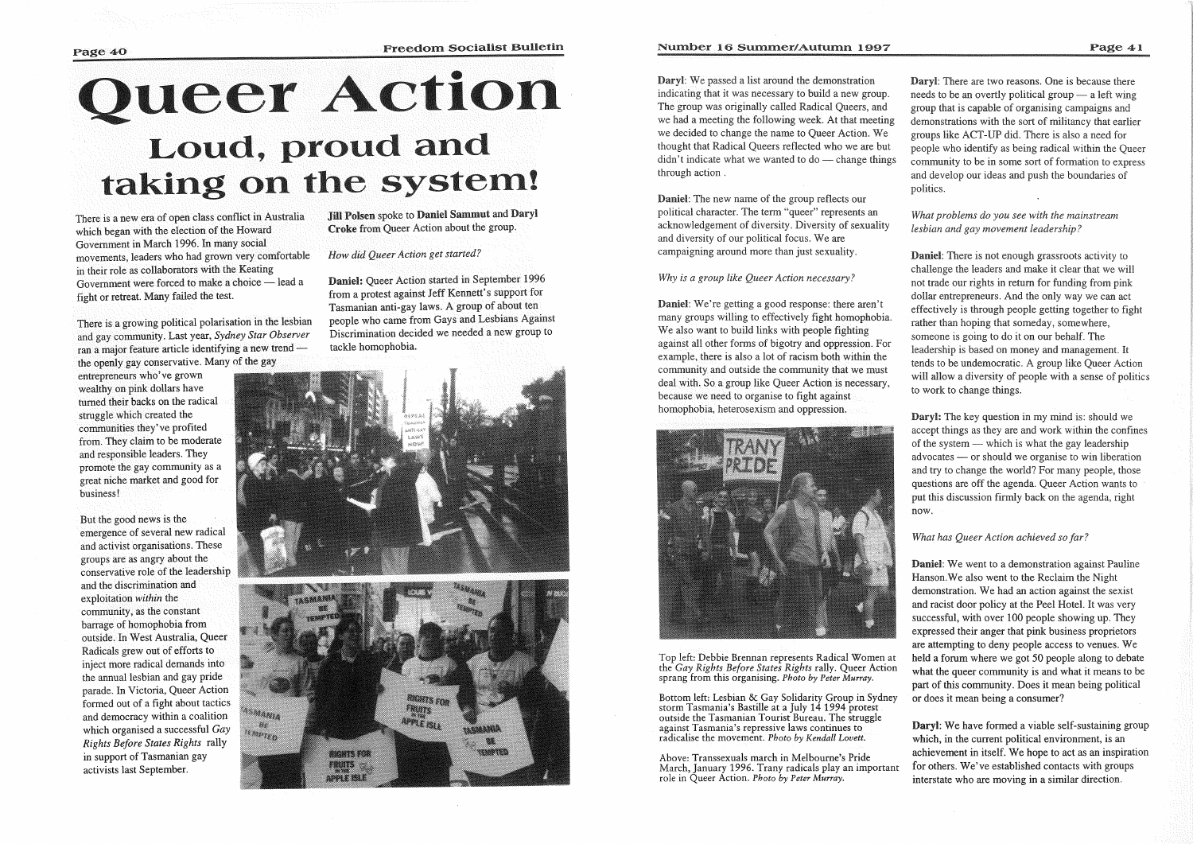# Queer Action

## Loud, proud and taking on the system!

There is a new era of open class conflict in Australia which began with the election of the Howard Government in March 1996. In many social movements, leaders who had grown very comfortable in their role as collaborators with the Keating Government were forced to make a choice — lead a fight or retreat. Many failed the test.

There is a growing political polarisation in the lesbian and gay community. Last year, *Sydney Star Observer* ran a major feature article identifying a new trend — the openly gay conservative. Many of the gay entrepreneurs who've grown wealthy on pink dollars have turned their backs on the radical struggle which created the communities they've profited from. They claim to be moderate and responsible leaders. They promote the gay community as a great niche market and good for business!

But the good news is the emergence of several new radical and activist organisations. These groups are as angry about the conservative role of the leadership and the discrimination and exploitation *within* the community, as the constant barrage of homophobia from outside. In West Australia, Queer Radicals grew out of efforts to inject more radical demands into the annual lesbian and gay pride parade. In Victoria, Queer Action formed out of a fight about tactics and democracy within a coalition which organised a successful *Gay Rights Before States Rights* rally in support of Tasmanian gay activists last September.

**Jill Polsen** spoke to **Daniel Sammut** and **Daryl Croke** from Queer Action about the group.

*How did Queer Action get started?*

**Daniel:** Queer Action started in September 1996 from a protest against Jeff Kennett's support for Tasmanian anti-gay laws. A group of about ten people who came from Gays and Lesbians Against Discrimination decided we needed a new group to tackle homophobia.

**Daryl**: We passed a list around the demonstration indicating that it was necessary to build a new group. The group was originally called Radical Queers, and we had a meeting the following week. At that meeting we decided to change the name to Queer Action. We thought that Radical Queers reflected who we are but didn't indicate what we wanted to do — change things through action .

**Daniel**: The new name of the group reflects our political character. The term "queer" represents an acknowledgement of diversity. Diversity of sexuality and diversity of our political focus. We are campaigning around more than just sexuality.

*Why is a group like Queer Action necessary?*

**Daniel**: We're getting a good response: there aren't many groups willing to effectively fight homophobia. We also want to build links with people fighting against all other forms of bigotry and oppression. For example, there is also a lot of racism both within the community and outside the community that we must deal with. So a group like Queer Action is necessary, because we need to organise to fight against homophobia, heterosexism and oppression.

Top left: Debbie Brennan represents Radical Women at the *Gay Rights Before States Rights* rally. Queer Action sprang from this organising. *Photo by Peter Murray.*

Bottom left: Lesbian & Gay Solidarity Group in Sydney storm Tasmania's Bastille at a July 14 1994 protest outside the Tasmanian Tourist Bureau. The struggle against Tasmania's repressive laws continues to radicalise the movement. *Photo by Kendall Lovett.*

Above: Transsexuals march in Melbourne's Pride March, January 1996. Trany radicals play an important role in Queer Action. *Photo by Peter Murray.*

**Daryl**: There are two reasons. One is because there needs to be an overtly political group — a left wing group that is capable of organising campaigns and demonstrations with the sort of militancy that earlier groups like ACT-UP did. There is also a need for people who identify as being radical within the Queer community to be in some sort of formation to express and develop our ideas and push the boundaries of politics.

*What problems do you see with the mainstream lesbian and gay movement leadership?*

**Daniel**: There is not enough grassroots activity to challenge the leaders and make it clear that we will not trade our rights in return for funding from pink dollar entrepreneurs. And the only way we can act effectively is through people getting together to fight rather than hoping that someday, somewhere, someone is going to do it on our behalf. The leadership is based on money and management. It tends to be undemocratic. A group like Queer Action will allow a diversity of people with a sense of politics to work to change things.

**Daryl:** The key question in my mind is: should we accept things as they are and work within the confines of the system — which is what the gay leadership advocates — or should we organise to win liberation and try to change the world? For many people, those questions are off the agenda. Queer Action wants to put this discussion firmly back on the agenda, right now.

*What has Queer Action achieved so far?*

**Daniel**: We went to a demonstration against Pauline Hanson.We also went to the Reclaim the Night demonstration. We had an action against the sexist and racist door policy at the Peel Hotel. It was very successful, with over 100 people showing up. They expressed their anger that pink business proprietors are attempting to deny people access to venues. We held a forum where we got 50 people along to debate what the queer community is and what it means to be part of this community. Does it mean being political or does it mean being a consumer?

**Daryl**: We have formed a viable self-sustaining group which, in the current political environment, is an achievement in itself. We hope to act as an inspiration for others. We've established contacts with groups interstate who are moving in a similar direction.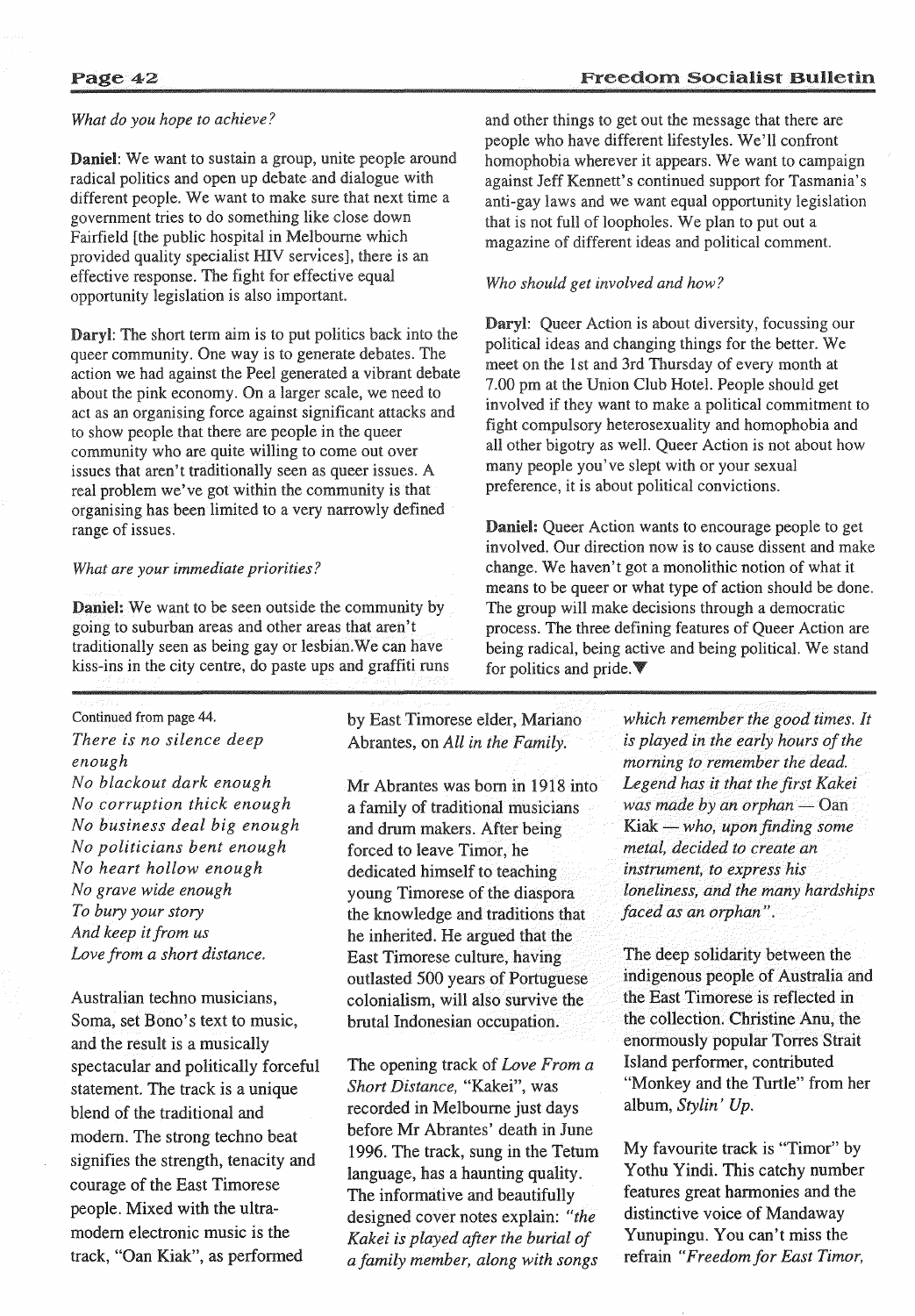*What do you hope to achieve?*

**Daniel**: We want to sustain a group, unite people around radical politics and open up debate and dialogue with different people. We want to make sure that next time a government tries to do something like close down Fairfield [the public hospital in Melbourne which provided quality specialist HIV services], there is an effective response. The fight for effective equal opportunity legislation is also important.

**Daryl**: The short term aim is to put politics back into the queer community. One way is to generate debates. The action we had against the Peel generated a vibrant debate about the pink economy. On a larger scale, we need to act as an organising force against significant attacks and to show people that there are people in the queer community who are quite willing to come out over issues that aren't traditionally seen as queer issues. A real problem we've got within the community is that organising has been limited to a very narrowly defined range of issues.

*What are your immediate priorities?*

**Daniel:** We want to be seen outside the community by going to suburban areas and other areas that aren't traditionally seen as being gay or lesbian. We can have kiss-ins in the city centre, do paste ups and graffiti runs and other things to get out the message that there are people who have different lifestyles. We'll confront homophobia wherever it appears. We want to campaign against Jeff Kennett's continued support for Tasmania's anti-gay laws and we want equal opportunity legislation that is not full of loopholes. We plan to put out a magazine of different ideas and political comment.

*Who should get involved and how?*

**Daryl**: Queer Action is about diversity, focussing our political ideas and changing things for the better. We meet on the 1st and 3rd Thursday of every month at 7.00 pm at the Union Club Hotel. People should get involved if they want to make a political commitment to fight compulsory heterosexuality and homophobia and all other bigotry as well. Queer Action is not about how many people you've slept with or your sexual preference, it is about political convictions.

**Daniel:** Queer Action wants to encourage people to get involved. Our direction now is to cause dissent and make change. We haven't got a monolithic notion of what it means to be queer or what type of action should be done. The group will make decisions through a democratic process. The three defining features of Queer Action are being radical, being active and being political. We stand for politics and pride.▼

---

Continued from page 44.

*There is no silence deep enough*
*No blackout dark enough*
*No corruption thick enough*
*No business deal big enough*
*No politicians bent enough*
*No heart hollow enough*
*No grave wide enough*
*To bury your story*
*And keep it from us*
*Love from a short distance.*

Australian techno musicians, Soma, set Bono's text to music, and the result is a musically spectacular and politically forceful statement. The track is a unique blend of the traditional and modern. The strong techno beat signifies the strength, tenacity and courage of the East Timorese people. Mixed with the ultra-modern electronic music is the track, "Oan Kiak", as performed by East Timorese elder, Mariano Abrantes, on *All in the Family.*

Mr Abrantes was born in 1918 into a family of traditional musicians and drum makers. After being forced to leave Timor, he dedicated himself to teaching young Timorese of the diaspora the knowledge and traditions that he inherited. He argued that the East Timorese culture, having outlasted 500 years of Portuguese colonialism, will also survive the brutal Indonesian occupation.

The opening track of *Love From a Short Distance,* "Kakei", was recorded in Melbourne just days before Mr Abrantes' death in June 1996. The track, sung in the Tetum language, has a haunting quality. The informative and beautifully designed cover notes explain: *"the Kakei is played after the burial of a family member, along with songs which remember the good times. It is played in the early hours of the morning to remember the dead. Legend has it that the first Kakei was made by an orphan — Oan Kiak — who, upon finding some metal, decided to create an instrument, to express his loneliness, and the many hardships faced as an orphan".*

The deep solidarity between the indigenous people of Australia and the East Timorese is reflected in the collection. Christine Anu, the enormously popular Torres Strait Island performer, contributed "Monkey and the Turtle" from her album, *Stylin' Up.*

My favourite track is "Timor" by Yothu Yindi. This catchy number features great harmonies and the distinctive voice of Mandaway Yunupingu. You can't miss the refrain *"Freedom for East Timor,*